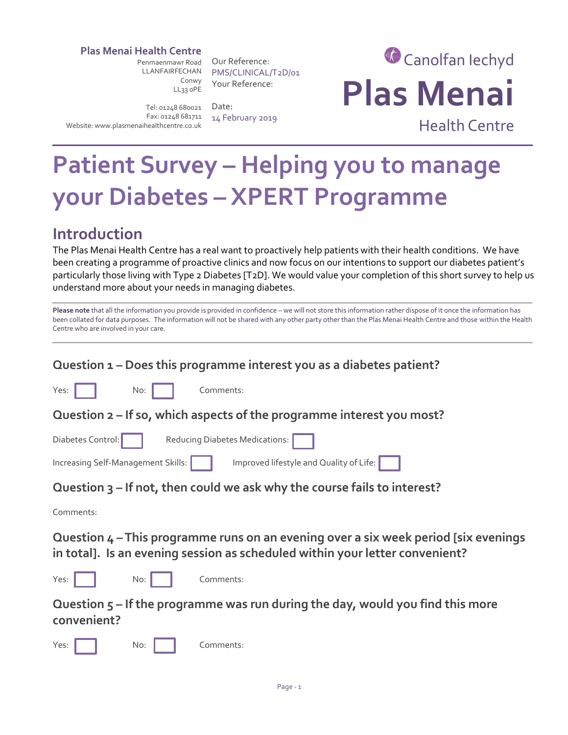**Plas Menai Health Centre**
Penmaenmawr Road
LLANFAIRFECHAN
Conwy
LL33 0PE

Tel: 01248 680021
Fax: 01248 681711
Website: www.plasmenaihealthcentre.co.uk

Our Reference:
PMS/CLINICAL/T2D/01
Your Reference:

Date:
14 February 2019

Canolfan Iechyd
**Plas Menai**
Health Centre

# Patient Survey – Helping you to manage your Diabetes – XPERT Programme

## Introduction

The Plas Menai Health Centre has a real want to proactively help patients with their health conditions. We have been creating a programme of proactive clinics and now focus on our intentions to support our diabetes patient's particularly those living with Type 2 Diabetes [T2D]. We would value your completion of this short survey to help us understand more about your needs in managing diabetes.

**Please note** that all the information you provide is provided in confidence – we will not store this information rather dispose of it once the information has been collated for data purposes. The information will not be shared with any other party other than the Plas Menai Health Centre and those within the Health Centre who are involved in your care.

### Question 1 – Does this programme interest you as a diabetes patient?

Yes: ☐ No: ☐ Comments:

### Question 2 – If so, which aspects of the programme interest you most?

Diabetes Control: ☐ Reducing Diabetes Medications: ☐

Increasing Self-Management Skills: ☐ Improved lifestyle and Quality of Life: ☐

### Question 3 – If not, then could we ask why the course fails to interest?

Comments:

### Question 4 – This programme runs on an evening over a six week period [six evenings in total]. Is an evening session as scheduled within your letter convenient?

Yes: ☐ No: ☐ Comments:

### Question 5 – If the programme was run during the day, would you find this more convenient?

Yes: ☐ No: ☐ Comments: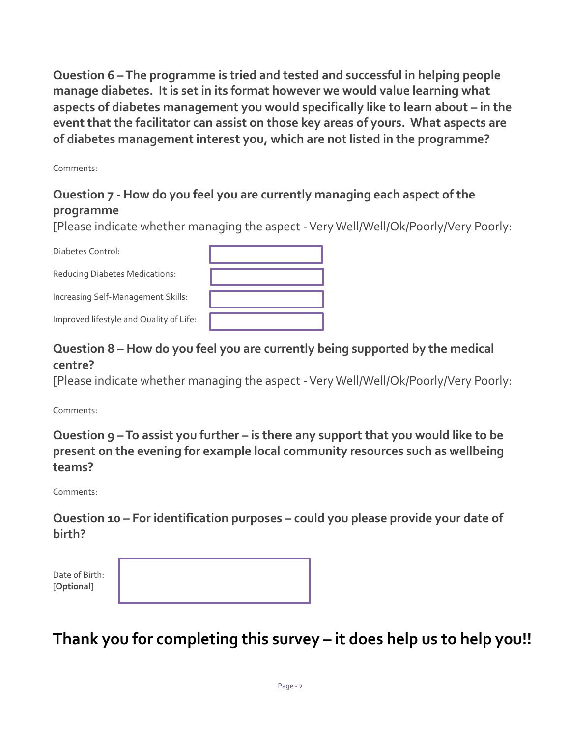**Question 6 – The programme is tried and tested and successful in helping people manage diabetes. It is set in its format however we would value learning what aspects of diabetes management you would specifically like to learn about – in the event that the facilitator can assist on those key areas of yours. What aspects are of diabetes management interest you, which are not listed in the programme?**

Comments:

### Question 7 - How do you feel you are currently managing each aspect of the programme

[Please indicate whether managing the aspect - Very Well/Well/Ok/Poorly/Very Poorly:

| | |
|---|---|
| Diabetes Control: | |
| Reducing Diabetes Medications: | |
| Increasing Self-Management Skills: | |
| Improved lifestyle and Quality of Life: | |

### Question 8 – How do you feel you are currently being supported by the medical centre?

[Please indicate whether managing the aspect - Very Well/Well/Ok/Poorly/Very Poorly:

Comments:

### Question 9 – To assist you further – is there any support that you would like to be present on the evening for example local community resources such as wellbeing teams?

Comments:

### Question 10 – For identification purposes – could you please provide your date of birth?

Date of Birth:
[**Optional**]

# Thank you for completing this survey – it does help us to help you!!